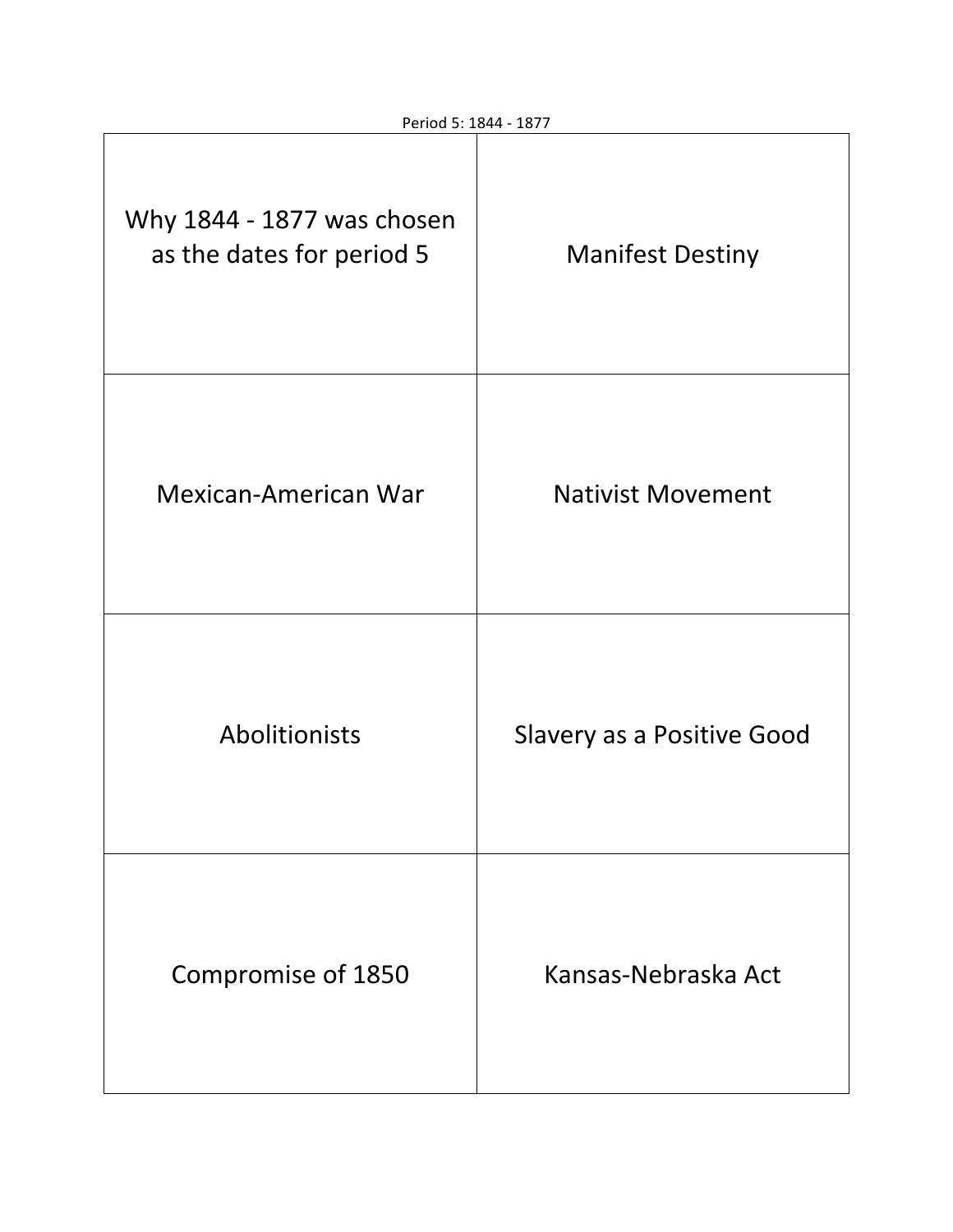Period 5: 1844 - 1877

| | |
|---|---|
| Why 1844 - 1877 was chosen as the dates for period 5 | Manifest Destiny |
| Mexican-American War | Nativist Movement |
| Abolitionists | Slavery as a Positive Good |
| Compromise of 1850 | Kansas-Nebraska Act |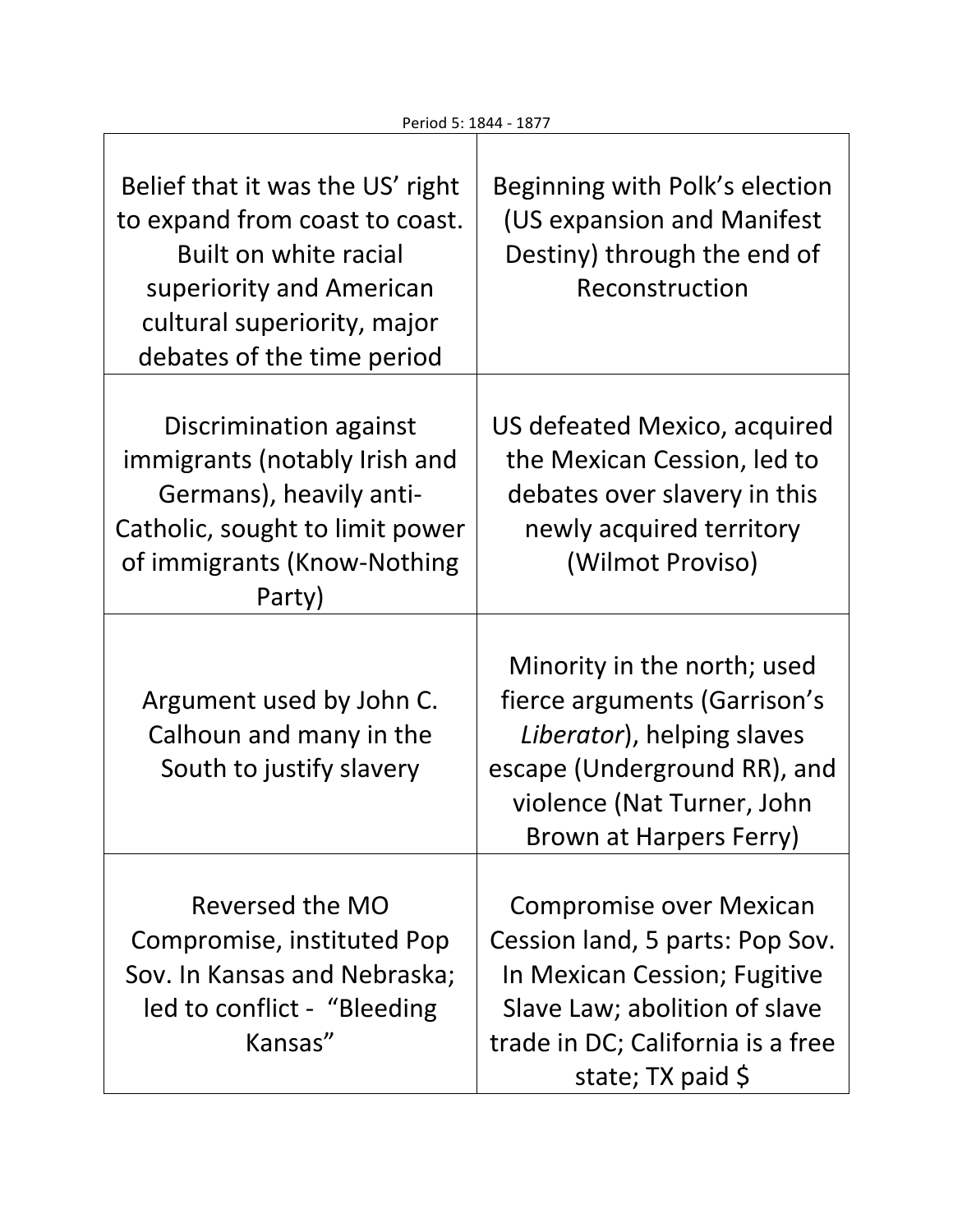Period 5: 1844 - 1877

| | |
|---|---|
| Belief that it was the US' right to expand from coast to coast. Built on white racial superiority and American cultural superiority, major debates of the time period | Beginning with Polk's election (US expansion and Manifest Destiny) through the end of Reconstruction |
| Discrimination against immigrants (notably Irish and Germans), heavily anti-Catholic, sought to limit power of immigrants (Know-Nothing Party) | US defeated Mexico, acquired the Mexican Cession, led to debates over slavery in this newly acquired territory (Wilmot Proviso) |
| Argument used by John C. Calhoun and many in the South to justify slavery | Minority in the north; used fierce arguments (Garrison's *Liberator*), helping slaves escape (Underground RR), and violence (Nat Turner, John Brown at Harpers Ferry) |
| Reversed the MO Compromise, instituted Pop Sov. In Kansas and Nebraska; led to conflict - "Bleeding Kansas" | Compromise over Mexican Cession land, 5 parts: Pop Sov. In Mexican Cession; Fugitive Slave Law; abolition of slave trade in DC; California is a free state; TX paid $ |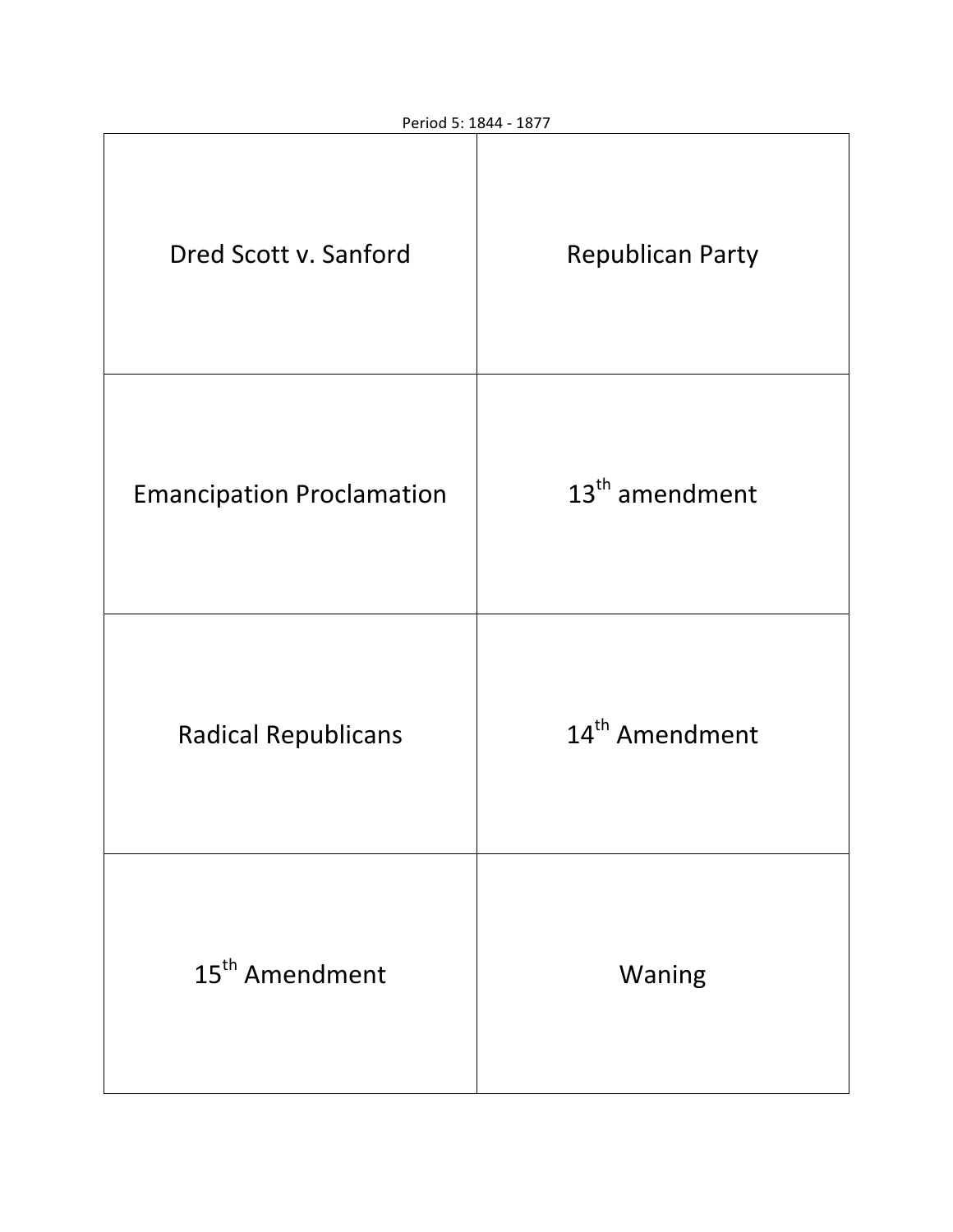| | |
|---|---|
| Dred Scott v. Sanford | Republican Party |
| Emancipation Proclamation | 13th amendment |
| Radical Republicans | 14th Amendment |
| 15th Amendment | Waning |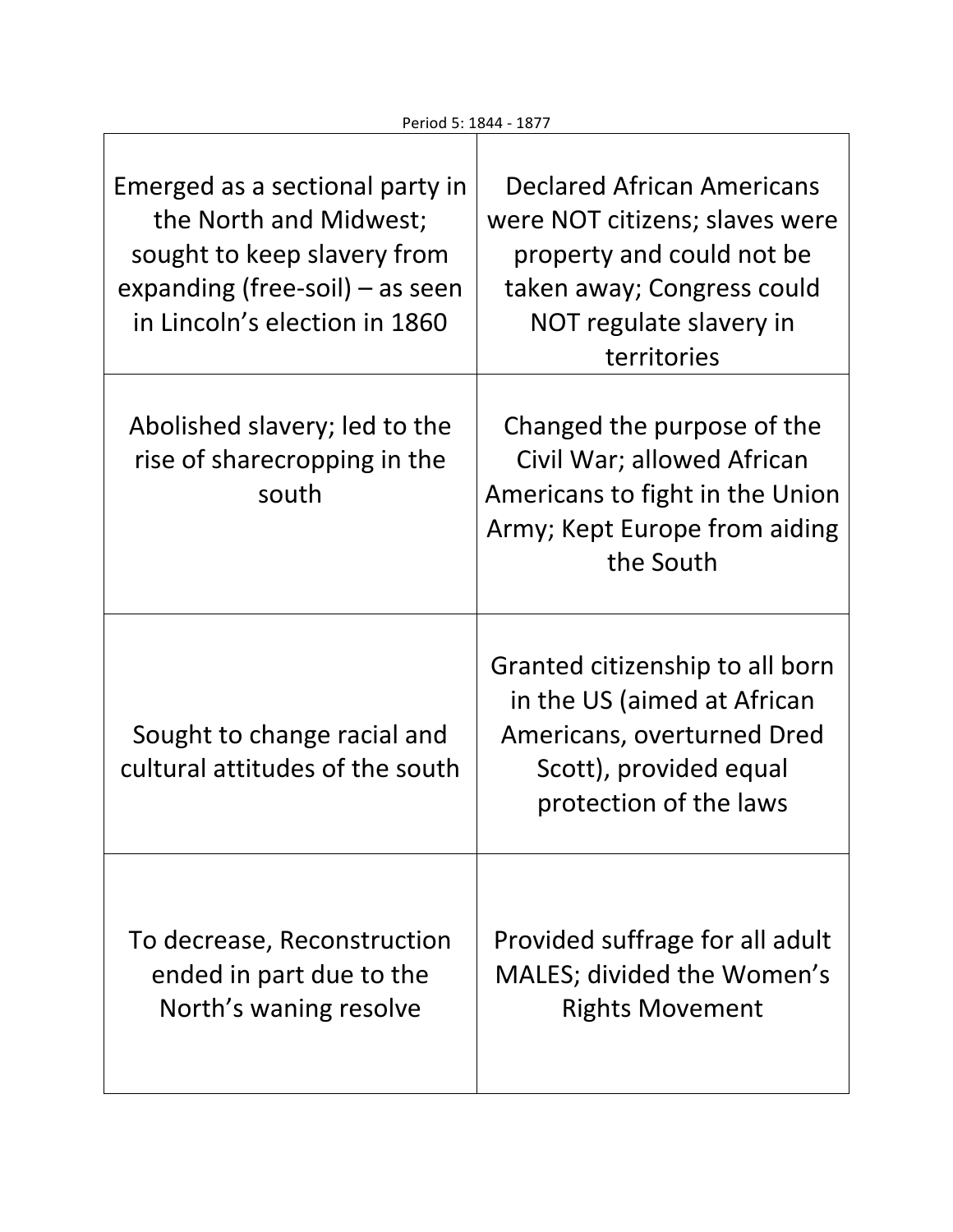Period 5: 1844 - 1877

| | |
|---|---|
| Emerged as a sectional party in the North and Midwest; sought to keep slavery from expanding (free-soil) – as seen in Lincoln's election in 1860 | Declared African Americans were NOT citizens; slaves were property and could not be taken away; Congress could NOT regulate slavery in territories |
| Abolished slavery; led to the rise of sharecropping in the south | Changed the purpose of the Civil War; allowed African Americans to fight in the Union Army; Kept Europe from aiding the South |
| Sought to change racial and cultural attitudes of the south | Granted citizenship to all born in the US (aimed at African Americans, overturned Dred Scott), provided equal protection of the laws |
| To decrease, Reconstruction ended in part due to the North's waning resolve | Provided suffrage for all adult MALES; divided the Women's Rights Movement |